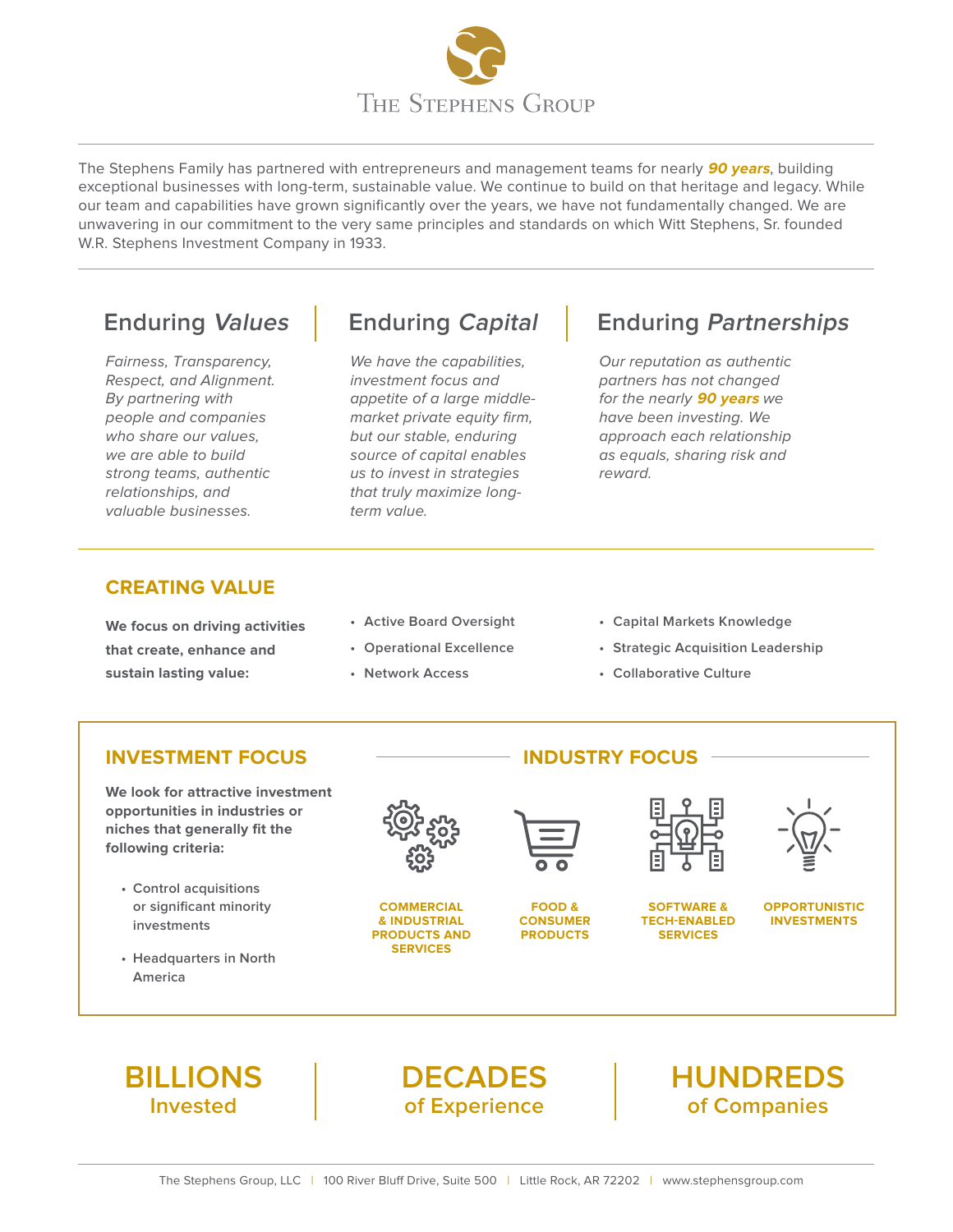# The Stephens Group

The Stephens Family has partnered with entrepreneurs and management teams for nearly ***90 years***, building exceptional businesses with long-term, sustainable value. We continue to build on that heritage and legacy. While our team and capabilities have grown significantly over the years, we have not fundamentally changed. We are unwavering in our commitment to the very same principles and standards on which Witt Stephens, Sr. founded W.R. Stephens Investment Company in 1933.

## Enduring *Values*

*Fairness, Transparency, Respect, and Alignment. By partnering with people and companies who share our values, we are able to build strong teams, authentic relationships, and valuable businesses.*

## Enduring *Capital*

*We have the capabilities, investment focus and appetite of a large middle-market private equity firm, but our stable, enduring source of capital enables us to invest in strategies that truly maximize long-term value.*

## Enduring *Partnerships*

*Our reputation as authentic partners has not changed for the nearly **90 years** we have been investing. We approach each relationship as equals, sharing risk and reward.*

## CREATING VALUE

**We focus on driving activities that create, enhance and sustain lasting value:**

- Active Board Oversight
- Operational Excellence
- Network Access
- Capital Markets Knowledge
- Strategic Acquisition Leadership
- Collaborative Culture

## INVESTMENT FOCUS

**We look for attractive investment opportunities in industries or niches that generally fit the following criteria:**

- Control acquisitions or significant minority investments
- Headquarters in North America

## INDUSTRY FOCUS

- COMMERCIAL & INDUSTRIAL PRODUCTS AND SERVICES
- FOOD & CONSUMER PRODUCTS
- SOFTWARE & TECH-ENABLED SERVICES
- OPPORTUNISTIC INVESTMENTS

**BILLIONS** Invested | **DECADES** of Experience | **HUNDREDS** of Companies

The Stephens Group, LLC | 100 River Bluff Drive, Suite 500 | Little Rock, AR 72202 | www.stephensgroup.com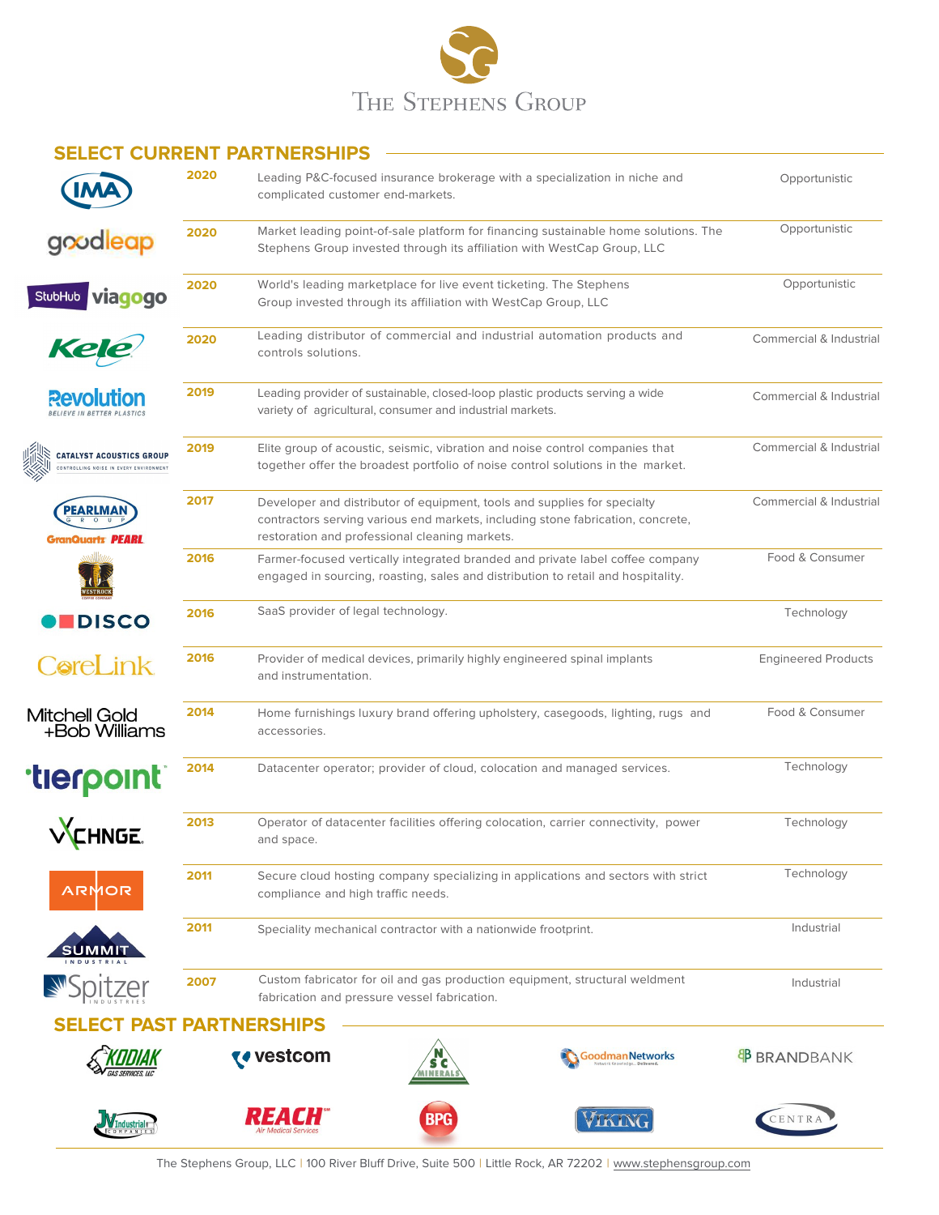# The Stephens Group

## SELECT CURRENT PARTNERSHIPS

| | | | |
|---|---|---|---|
| IMA | 2020 | Leading P&C-focused insurance brokerage with a specialization in niche and complicated customer end-markets. | Opportunistic |
| goodleap | 2020 | Market leading point-of-sale platform for financing sustainable home solutions. The Stephens Group invested through its affiliation with WestCap Group, LLC | Opportunistic |
| StubHub viagogo | 2020 | World's leading marketplace for live event ticketing. The Stephens Group invested through its affiliation with WestCap Group, LLC | Opportunistic |
| Kele | 2020 | Leading distributor of commercial and industrial automation products and controls solutions. | Commercial & Industrial |
| Revolution | 2019 | Leading provider of sustainable, closed-loop plastic products serving a wide variety of agricultural, consumer and industrial markets. | Commercial & Industrial |
| Catalyst Acoustics Group | 2019 | Elite group of acoustic, seismic, vibration and noise control companies that together offer the broadest portfolio of noise control solutions in the market. | Commercial & Industrial |
| Pearlman Group / GranQuartz / Pearl | 2017 | Developer and distributor of equipment, tools and supplies for specialty contractors serving various end markets, including stone fabrication, concrete, restoration and professional cleaning markets. | Commercial & Industrial |
| Westrock Coffee Company | 2016 | Farmer-focused vertically integrated branded and private label coffee company engaged in sourcing, roasting, sales and distribution to retail and hospitality. | Food & Consumer |
| DISCO | 2016 | SaaS provider of legal technology. | Technology |
| CoreLink | 2016 | Provider of medical devices, primarily highly engineered spinal implants and instrumentation. | Engineered Products |
| Mitchell Gold +Bob Williams | 2014 | Home furnishings luxury brand offering upholstery, casegoods, lighting, rugs and accessories. | Food & Consumer |
| tierpoint | 2014 | Datacenter operator; provider of cloud, colocation and managed services. | Technology |
| VXCHNGE | 2013 | Operator of datacenter facilities offering colocation, carrier connectivity, power and space. | Technology |
| ARMOR | 2011 | Secure cloud hosting company specializing in applications and sectors with strict compliance and high traffic needs. | Technology |
| Summit Industrial | 2011 | Speciality mechanical contractor with a nationwide footprint. | Industrial |
| Spitzer Industries | 2007 | Custom fabricator for oil and gas production equipment, structural weldment fabrication and pressure vessel fabrication. | Industrial |

## SELECT PAST PARTNERSHIPS

Kodiak Gas Services, LLC · vestcom · NSC Minerals · Goodman Networks · BRANDBANK

JV Industrial Companies · REACH Air Medical Services · BPG · Viking · CENTRA

The Stephens Group, LLC | 100 River Bluff Drive, Suite 500 | Little Rock, AR 72202 | www.stephensgroup.com